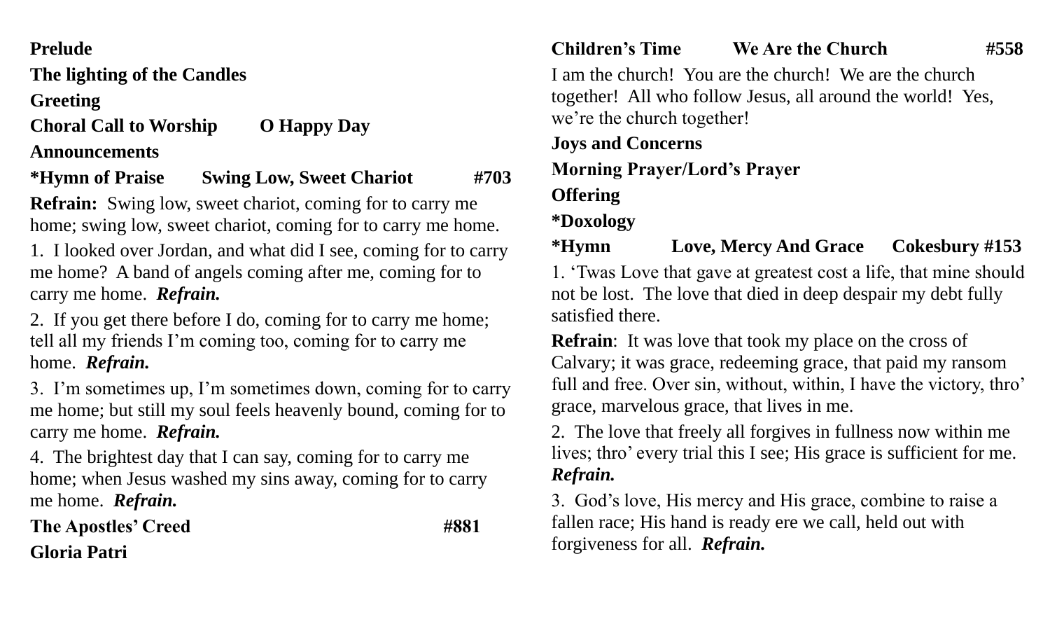**Prelude**

**The lighting of the Candles**

**Greeting**

**Choral Call to Worship O Happy Day**

**Announcements**

**\*Hymn of Praise Swing Low, Sweet Chariot #703**

**Refrain:** Swing low, sweet chariot, coming for to carry me home; swing low, sweet chariot, coming for to carry me home.

1. I looked over Jordan, and what did I see, coming for to carry me home? A band of angels coming after me, coming for to carry me home. ***Refrain.***

2. If you get there before I do, coming for to carry me home; tell all my friends I'm coming too, coming for to carry me home. ***Refrain.***

3. I'm sometimes up, I'm sometimes down, coming for to carry me home; but still my soul feels heavenly bound, coming for to carry me home. ***Refrain.***

4. The brightest day that I can say, coming for to carry me home; when Jesus washed my sins away, coming for to carry me home. ***Refrain.***

**The Apostles' Creed #881**

**Gloria Patri**

**Children's Time We Are the Church #558**

I am the church! You are the church! We are the church together! All who follow Jesus, all around the world! Yes, we're the church together!

**Joys and Concerns**

**Morning Prayer/Lord's Prayer**

**Offering**

**\*Doxology**

**\*Hymn Love, Mercy And Grace Cokesbury #153**

1. 'Twas Love that gave at greatest cost a life, that mine should not be lost. The love that died in deep despair my debt fully satisfied there.

**Refrain**: It was love that took my place on the cross of Calvary; it was grace, redeeming grace, that paid my ransom full and free. Over sin, without, within, I have the victory, thro' grace, marvelous grace, that lives in me.

2. The love that freely all forgives in fullness now within me lives; thro' every trial this I see; His grace is sufficient for me. ***Refrain.***

3. God's love, His mercy and His grace, combine to raise a fallen race; His hand is ready ere we call, held out with forgiveness for all. ***Refrain.***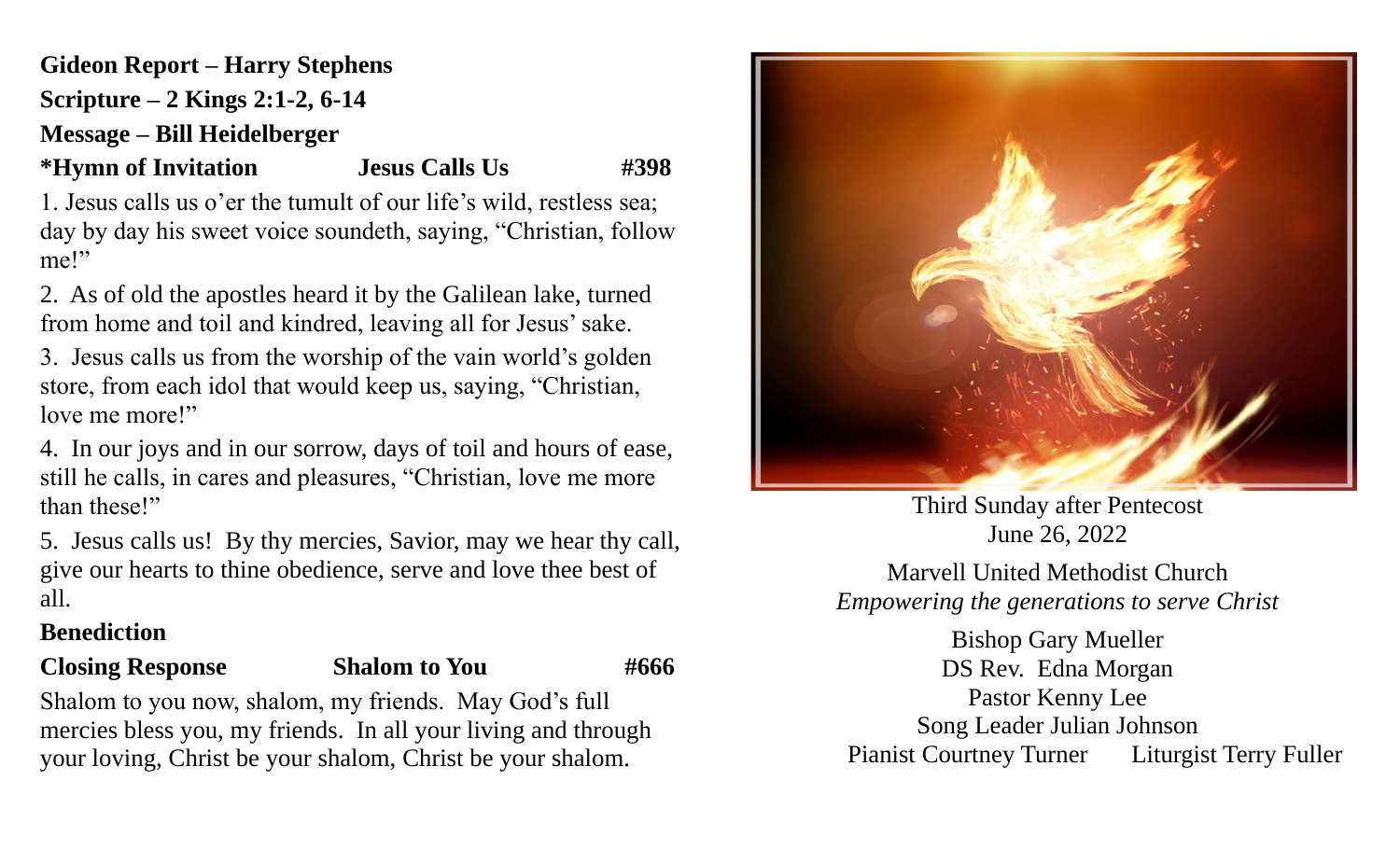**Gideon Report – Harry Stephens**

**Scripture – 2 Kings 2:1-2, 6-14**

**Message – Bill Heidelberger**

**\*Hymn of Invitation Jesus Calls Us #398**

1. Jesus calls us o'er the tumult of our life's wild, restless sea; day by day his sweet voice soundeth, saying, "Christian, follow me!"

2. As of old the apostles heard it by the Galilean lake, turned from home and toil and kindred, leaving all for Jesus' sake.

3. Jesus calls us from the worship of the vain world's golden store, from each idol that would keep us, saying, "Christian, love me more!"

4. In our joys and in our sorrow, days of toil and hours of ease, still he calls, in cares and pleasures, "Christian, love me more than these!"

5. Jesus calls us! By thy mercies, Savior, may we hear thy call, give our hearts to thine obedience, serve and love thee best of all.

**Benediction**

**Closing Response Shalom to You #666**

Shalom to you now, shalom, my friends. May God's full mercies bless you, my friends. In all your living and through your loving, Christ be your shalom, Christ be your shalom.

Third Sunday after Pentecost
June 26, 2022

Marvell United Methodist Church
*Empowering the generations to serve Christ*

Bishop Gary Mueller
DS Rev. Edna Morgan
Pastor Kenny Lee
Song Leader Julian Johnson
Pianist Courtney Turner Liturgist Terry Fuller